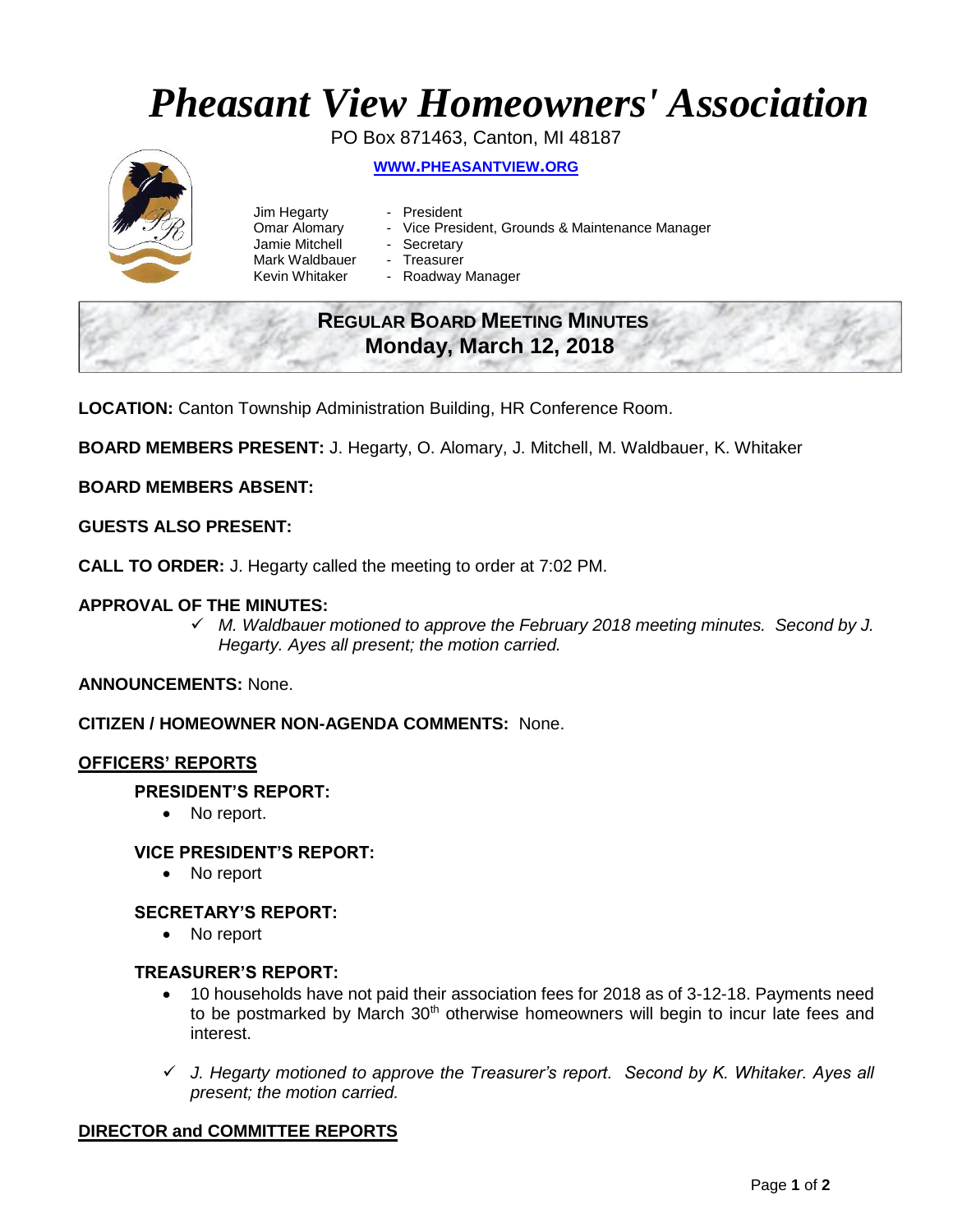# *Pheasant View Homeowners' Association*

PO Box 871463, Canton, MI 48187

**[WWW.PHEASANTVIEW.ORG](http://WWW.PHEASANTVIEW.ORG)**

Jim Hegarty - President
Omar Alomary - Vice President, Grounds & Maintenance Manager
Jamie Mitchell - Secretary
Mark Waldbauer - Treasurer
Kevin Whitaker - Roadway Manager

## REGULAR BOARD MEETING MINUTES
## Monday, March 12, 2018

**LOCATION:** Canton Township Administration Building, HR Conference Room.

**BOARD MEMBERS PRESENT:** J. Hegarty, O. Alomary, J. Mitchell, M. Waldbauer, K. Whitaker

**BOARD MEMBERS ABSENT:**

**GUESTS ALSO PRESENT:**

**CALL TO ORDER:** J. Hegarty called the meeting to order at 7:02 PM.

**APPROVAL OF THE MINUTES:**

- ✓ *M. Waldbauer motioned to approve the February 2018 meeting minutes. Second by J. Hegarty. Ayes all present; the motion carried.*

**ANNOUNCEMENTS:** None.

**CITIZEN / HOMEOWNER NON-AGENDA COMMENTS:** None.

## OFFICERS' REPORTS

### PRESIDENT'S REPORT:

- No report.

### VICE PRESIDENT'S REPORT:

- No report

### SECRETARY'S REPORT:

- No report

### TREASURER'S REPORT:

- 10 households have not paid their association fees for 2018 as of 3-12-18. Payments need to be postmarked by March 30th otherwise homeowners will begin to incur late fees and interest.

- ✓ *J. Hegarty motioned to approve the Treasurer's report. Second by K. Whitaker. Ayes all present; the motion carried.*

## DIRECTOR and COMMITTEE REPORTS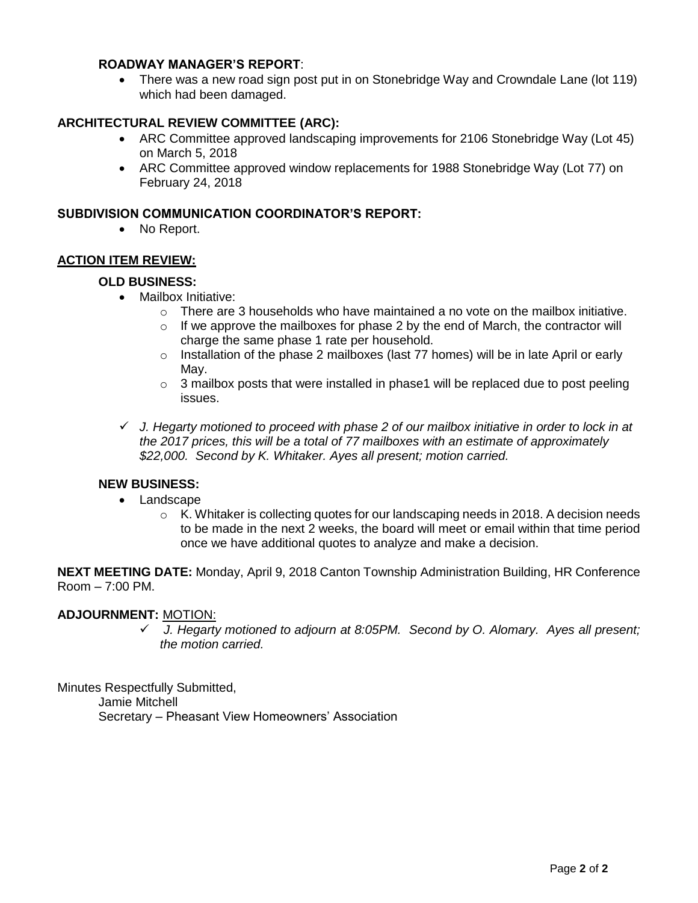**ROADWAY MANAGER'S REPORT**:

- There was a new road sign post put in on Stonebridge Way and Crowndale Lane (lot 119) which had been damaged.

**ARCHITECTURAL REVIEW COMMITTEE (ARC):**

- ARC Committee approved landscaping improvements for 2106 Stonebridge Way (Lot 45) on March 5, 2018
- ARC Committee approved window replacements for 1988 Stonebridge Way (Lot 77) on February 24, 2018

**SUBDIVISION COMMUNICATION COORDINATOR'S REPORT:**

- No Report.

**ACTION ITEM REVIEW:**

**OLD BUSINESS:**

- Mailbox Initiative:
  - There are 3 households who have maintained a no vote on the mailbox initiative.
  - If we approve the mailboxes for phase 2 by the end of March, the contractor will charge the same phase 1 rate per household.
  - Installation of the phase 2 mailboxes (last 77 homes) will be in late April or early May.
  - 3 mailbox posts that were installed in phase1 will be replaced due to post peeling issues.

✓ *J. Hegarty motioned to proceed with phase 2 of our mailbox initiative in order to lock in at the 2017 prices, this will be a total of 77 mailboxes with an estimate of approximately $22,000. Second by K. Whitaker. Ayes all present; motion carried.*

**NEW BUSINESS:**

- Landscape
  - K. Whitaker is collecting quotes for our landscaping needs in 2018. A decision needs to be made in the next 2 weeks, the board will meet or email within that time period once we have additional quotes to analyze and make a decision.

**NEXT MEETING DATE:** Monday, April 9, 2018 Canton Township Administration Building, HR Conference Room – 7:00 PM.

**ADJOURNMENT:** MOTION:

✓ *J. Hegarty motioned to adjourn at 8:05PM. Second by O. Alomary. Ayes all present; the motion carried.*

Minutes Respectfully Submitted,
Jamie Mitchell
Secretary – Pheasant View Homeowners' Association